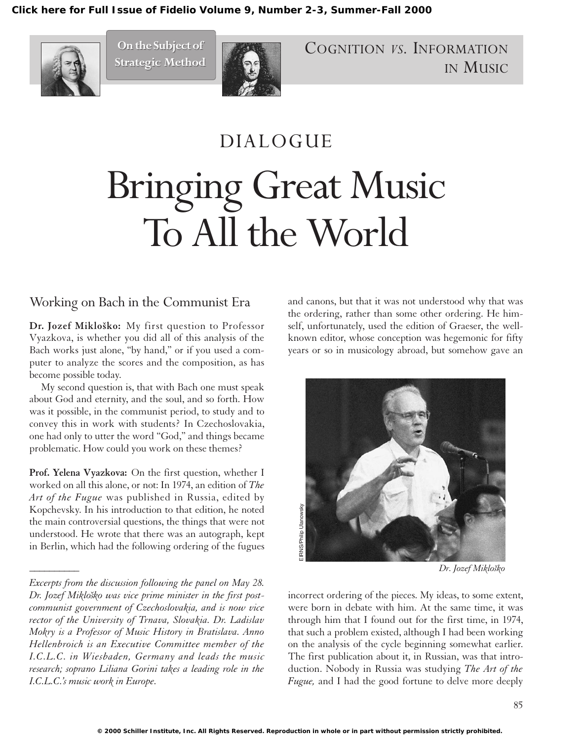COGNITION *vs.* INFORMATION IN MUSIC

On the Subject of Strategic Method

DIALOGUE

# Bringing Great Music To All the World

## Working on Bach in the Communist Era

**Dr. Jozef Mikloško:** My first question to Professor Vyazkova, is whether you did all of this analysis of the Bach works just alone, "by hand," or if you used a computer to analyze the scores and the composition, as has become possible today.

My second question is, that with Bach one must speak about God and eternity, and the soul, and so forth. How was it possible, in the communist period, to study and to convey this in work with students? In Czechoslovakia, one had only to utter the word "God," and things became problematic. How could you work on these themes?

**Prof. Yelena Vyazkova:** On the first question, whether I worked on all this alone, or not: In 1974, an edition of *The Art of the Fugue* was published in Russia, edited by Kopchevsky. In his introduction to that edition, he noted the main controversial questions, the things that were not understood. He wrote that there was an autograph, kept in Berlin, which had the following ordering of the fugues and canons, but that it was not understood why that was the ordering, rather than some other ordering. He himself, unfortunately, used the edition of Graeser, the well-known editor, whose conception was hegemonic for fifty years or so in musicology abroad, but somehow gave an incorrect ordering of the pieces. My ideas, to some extent, were born in debate with him. At the same time, it was through him that I found out for the first time, in 1974, that such a problem existed, although I had been working on the analysis of the cycle beginning somewhat earlier. The first publication about it, in Russian, was that introduction. Nobody in Russia was studying *The Art of the Fugue,* and I had the good fortune to delve more deeply

EIRNS/Philip Ulanowsky

*Dr. Jozef Mikloško*

---

*Excerpts from the discussion following the panel on May 28. Dr. Jozef Mikloško was vice prime minister in the first post-communist government of Czechoslovakia, and is now vice rector of the University of Trnava, Slovakia. Dr. Ladislav Mokry is a Professor of Music History in Bratislava. Anno Hellenbroich is an Executive Committee member of the I.C.L.C. in Wiesbaden, Germany and leads the music research; soprano Liliana Gorini takes a leading role in the I.C.L.C.'s music work in Europe.*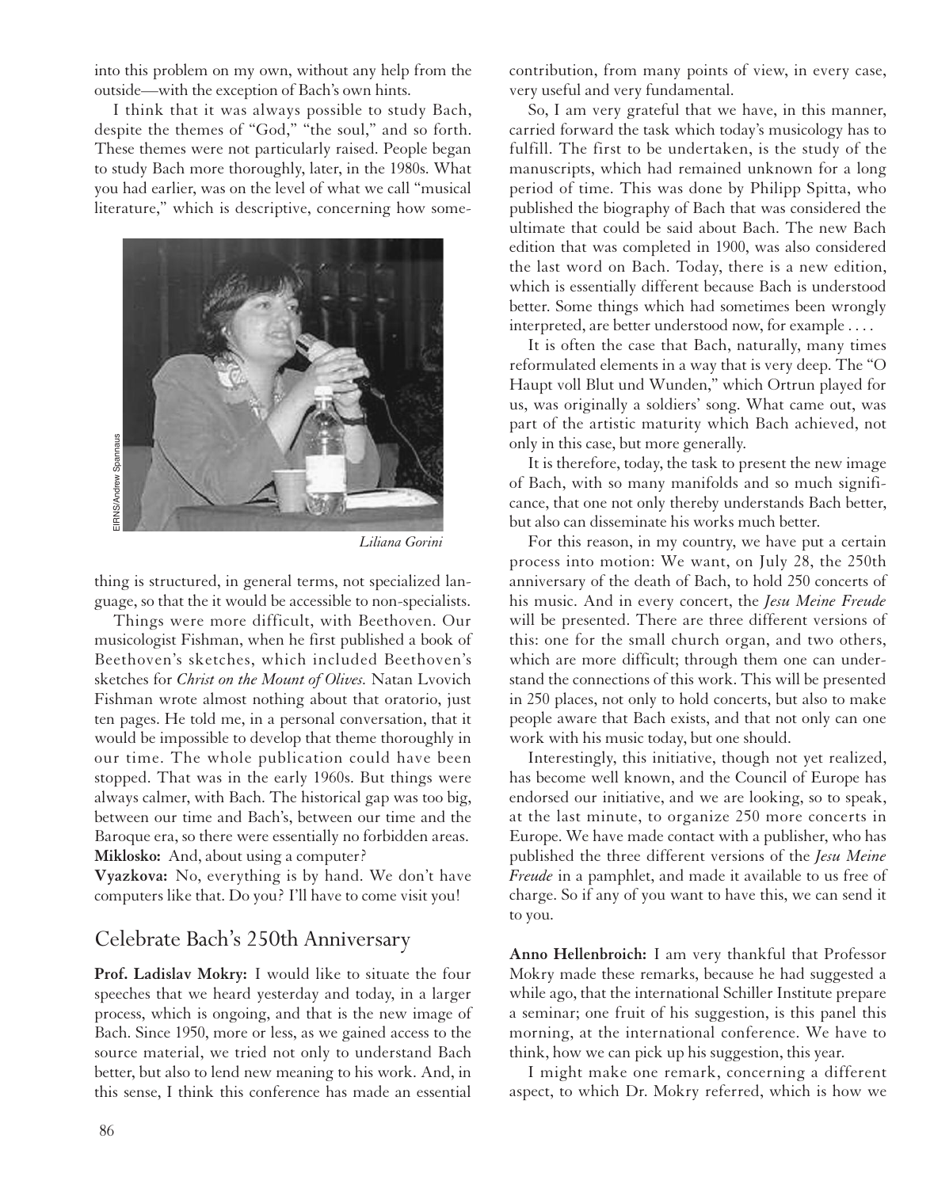into this problem on my own, without any help from the outside—with the exception of Bach's own hints.

I think that it was always possible to study Bach, despite the themes of "God," "the soul," and so forth. These themes were not particularly raised. People began to study Bach more thoroughly, later, in the 1980s. What you had earlier, was on the level of what we call "musical literature," which is descriptive, concerning how something is structured, in general terms, not specialized language, so that the it would be accessible to non-specialists.

*Liliana Gorini*

Things were more difficult, with Beethoven. Our musicologist Fishman, when he first published a book of Beethoven's sketches, which included Beethoven's sketches for *Christ on the Mount of Olives.* Natan Lvovich Fishman wrote almost nothing about that oratorio, just ten pages. He told me, in a personal conversation, that it would be impossible to develop that theme thoroughly in our time. The whole publication could have been stopped. That was in the early 1960s. But things were always calmer, with Bach. The historical gap was too big, between our time and Bach's, between our time and the Baroque era, so there were essentially no forbidden areas.

**Miklosko:** And, about using a computer?

**Vyazkova:** No, everything is by hand. We don't have computers like that. Do you? I'll have to come visit you!

## Celebrate Bach's 250th Anniversary

**Prof. Ladislav Mokry:** I would like to situate the four speeches that we heard yesterday and today, in a larger process, which is ongoing, and that is the new image of Bach. Since 1950, more or less, as we gained access to the source material, we tried not only to understand Bach better, but also to lend new meaning to his work. And, in this sense, I think this conference has made an essential contribution, from many points of view, in every case, very useful and very fundamental.

So, I am very grateful that we have, in this manner, carried forward the task which today's musicology has to fulfill. The first to be undertaken, is the study of the manuscripts, which had remained unknown for a long period of time. This was done by Philipp Spitta, who published the biography of Bach that was considered the ultimate that could be said about Bach. The new Bach edition that was completed in 1900, was also considered the last word on Bach. Today, there is a new edition, which is essentially different because Bach is understood better. Some things which had sometimes been wrongly interpreted, are better understood now, for example . . . .

It is often the case that Bach, naturally, many times reformulated elements in a way that is very deep. The "O Haupt voll Blut und Wunden," which Ortrun played for us, was originally a soldiers' song. What came out, was part of the artistic maturity which Bach achieved, not only in this case, but more generally.

It is therefore, today, the task to present the new image of Bach, with so many manifolds and so much significance, that one not only thereby understands Bach better, but also can disseminate his works much better.

For this reason, in my country, we have put a certain process into motion: We want, on July 28, the 250th anniversary of the death of Bach, to hold 250 concerts of his music. And in every concert, the *Jesu Meine Freude* will be presented. There are three different versions of this: one for the small church organ, and two others, which are more difficult; through them one can understand the connections of this work. This will be presented in 250 places, not only to hold concerts, but also to make people aware that Bach exists, and that not only can one work with his music today, but one should.

Interestingly, this initiative, though not yet realized, has become well known, and the Council of Europe has endorsed our initiative, and we are looking, so to speak, at the last minute, to organize 250 more concerts in Europe. We have made contact with a publisher, who has published the three different versions of the *Jesu Meine Freude* in a pamphlet, and made it available to us free of charge. So if any of you want to have this, we can send it to you.

**Anno Hellenbroich:** I am very thankful that Professor Mokry made these remarks, because he had suggested a while ago, that the international Schiller Institute prepare a seminar; one fruit of his suggestion, is this panel this morning, at the international conference. We have to think, how we can pick up his suggestion, this year.

I might make one remark, concerning a different aspect, to which Dr. Mokry referred, which is how we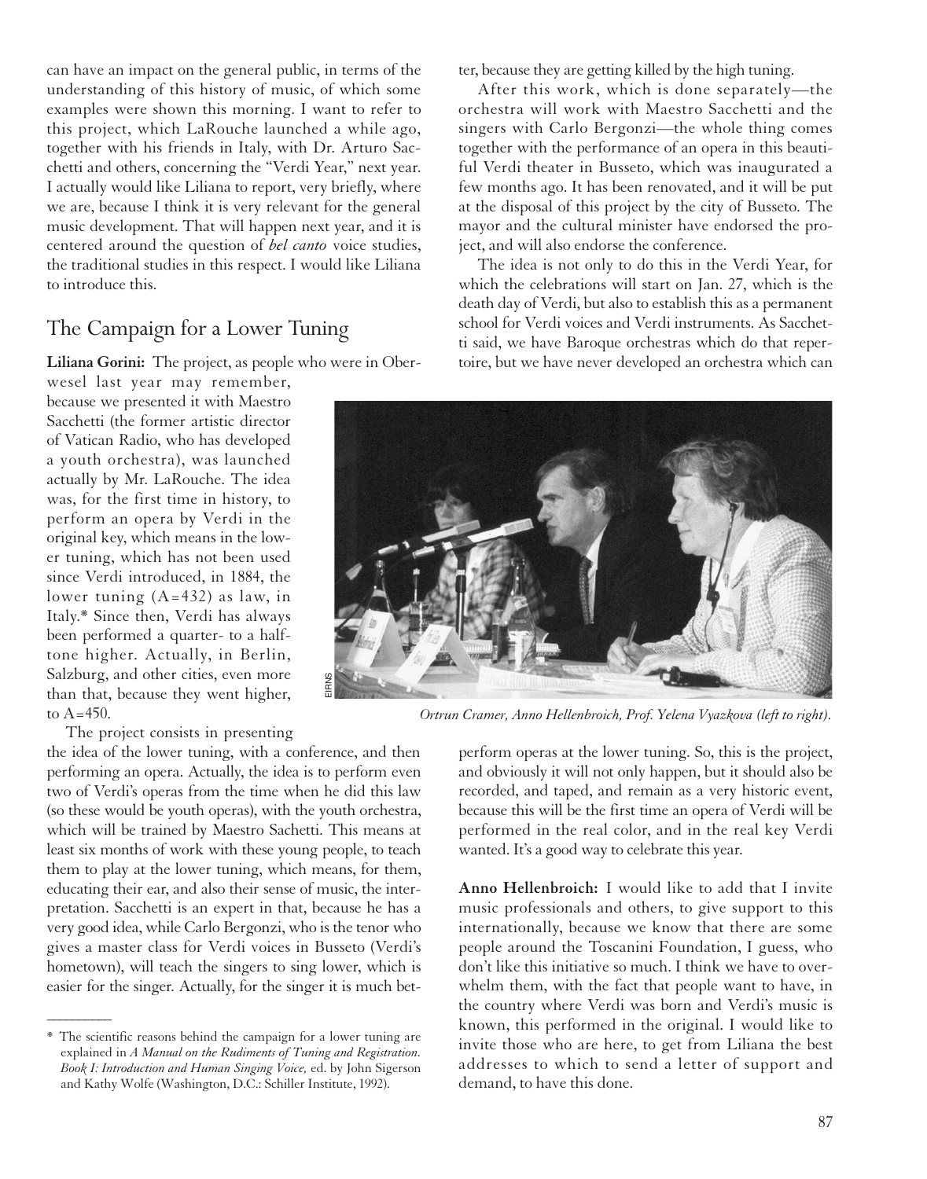can have an impact on the general public, in terms of the understanding of this history of music, of which some examples were shown this morning. I want to refer to this project, which LaRouche launched a while ago, together with his friends in Italy, with Dr. Arturo Sacchetti and others, concerning the "Verdi Year," next year. I actually would like Liliana to report, very briefly, where we are, because I think it is very relevant for the general music development. That will happen next year, and it is centered around the question of *bel canto* voice studies, the traditional studies in this respect. I would like Liliana to introduce this.

## The Campaign for a Lower Tuning

**Liliana Gorini:** The project, as people who were in Oberwesel last year may remember, because we presented it with Maestro Sacchetti (the former artistic director of Vatican Radio, who has developed a youth orchestra), was launched actually by Mr. LaRouche. The idea was, for the first time in history, to perform an opera by Verdi in the original key, which means in the lower tuning, which has not been used since Verdi introduced, in 1884, the lower tuning (A=432) as law, in Italy.* Since then, Verdi has always been performed a quarter- to a half-tone higher. Actually, in Berlin, Salzburg, and other cities, even more than that, because they went higher, to A=450.

The project consists in presenting the idea of the lower tuning, with a conference, and then performing an opera. Actually, the idea is to perform even two of Verdi's operas from the time when he did this law (so these would be youth operas), with the youth orchestra, which will be trained by Maestro Sachetti. This means at least six months of work with these young people, to teach them to play at the lower tuning, which means, for them, educating their ear, and also their sense of music, the interpretation. Sacchetti is an expert in that, because he has a very good idea, while Carlo Bergonzi, who is the tenor who gives a master class for Verdi voices in Busseto (Verdi's hometown), will teach the singers to sing lower, which is easier for the singer. Actually, for the singer it is much better, because they are getting killed by the high tuning.

After this work, which is done separately—the orchestra will work with Maestro Sacchetti and the singers with Carlo Bergonzi—the whole thing comes together with the performance of an opera in this beautiful Verdi theater in Busseto, which was inaugurated a few months ago. It has been renovated, and it will be put at the disposal of this project by the city of Busseto. The mayor and the cultural minister have endorsed the project, and will also endorse the conference.

The idea is not only to do this in the Verdi Year, for which the celebrations will start on Jan. 27, which is the death day of Verdi, but also to establish this as a permanent school for Verdi voices and Verdi instruments. As Sacchetti said, we have Baroque orchestras which do that repertoire, but we have never developed an orchestra which can perform operas at the lower tuning. So, this is the project, and obviously it will not only happen, but it should also be recorded, and taped, and remain as a very historic event, because this will be the first time an opera of Verdi will be performed in the real color, and in the real key Verdi wanted. It's a good way to celebrate this year.

EIRNS

*Ortrun Cramer, Anno Hellenbroich, Prof. Yelena Vyazkova (left to right).*

**Anno Hellenbroich:** I would like to add that I invite music professionals and others, to give support to this internationally, because we know that there are some people around the Toscanini Foundation, I guess, who don't like this initiative so much. I think we have to overwhelm them, with the fact that people want to have, in the country where Verdi was born and Verdi's music is known, this performed in the original. I would like to invite those who are here, to get from Liliana the best addresses to which to send a letter of support and demand, to have this done.

---

\* The scientific reasons behind the campaign for a lower tuning are explained in *A Manual on the Rudiments of Tuning and Registration. Book I: Introduction and Human Singing Voice,* ed. by John Sigerson and Kathy Wolfe (Washington, D.C.: Schiller Institute, 1992).